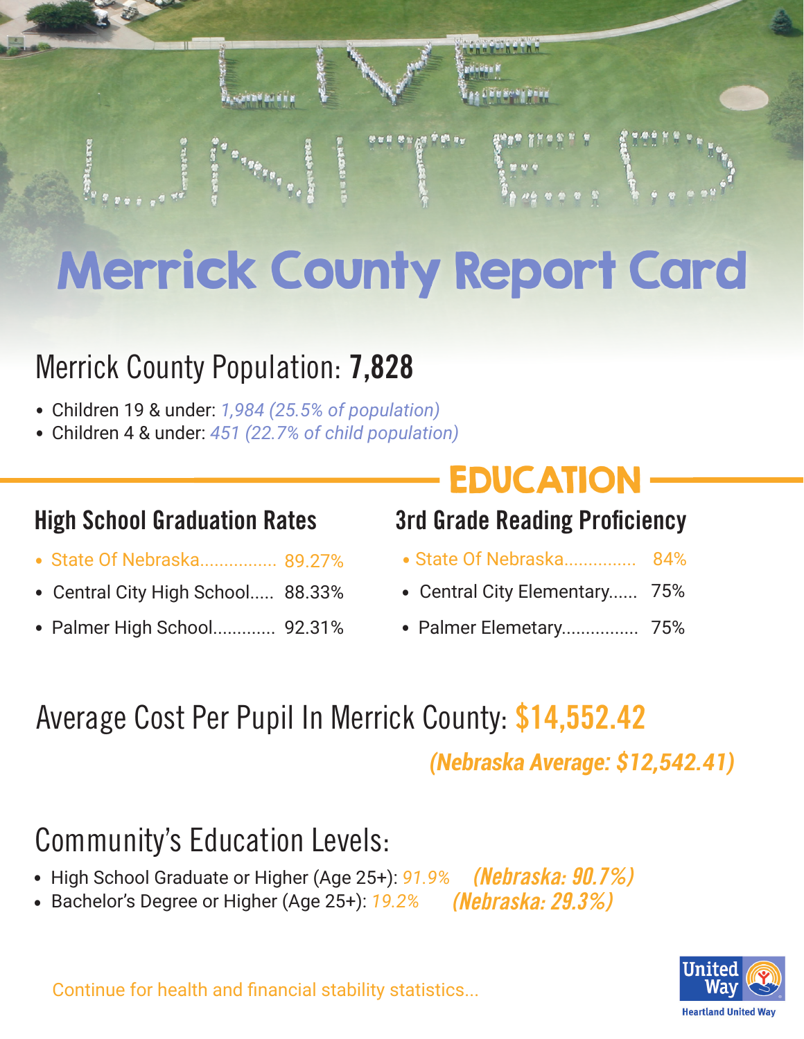# Merrick County Report Card

## Merrick County Population: **7,828**

- Children 19 & under: *1,984 (25.5% of population)*
- Children 4 & under: *451 (22.7% of child population)*

## EDUCATION

### High School Graduation Rates

- State Of Nebraska................ 89.27%
- Central City High School..... 88.33%
- Palmer High School............. 92.31%

### 3rd Grade Reading Proficiency

- State Of Nebraska.............. 84%
- Central City Elementary...... 75%
- Palmer Elemetary................ 75%

## Average Cost Per Pupil In Merrick County: **$14,552.42**

***(Nebraska Average: $12,542.41)***

## Community's Education Levels:

- High School Graduate or Higher (Age 25+): *91.9%* ***(Nebraska: 90.7%)***
- Bachelor's Degree or Higher (Age 25+): *19.2%* ***(Nebraska: 29.3%)***

Continue for health and financial stability statistics...

United Way
Heartland United Way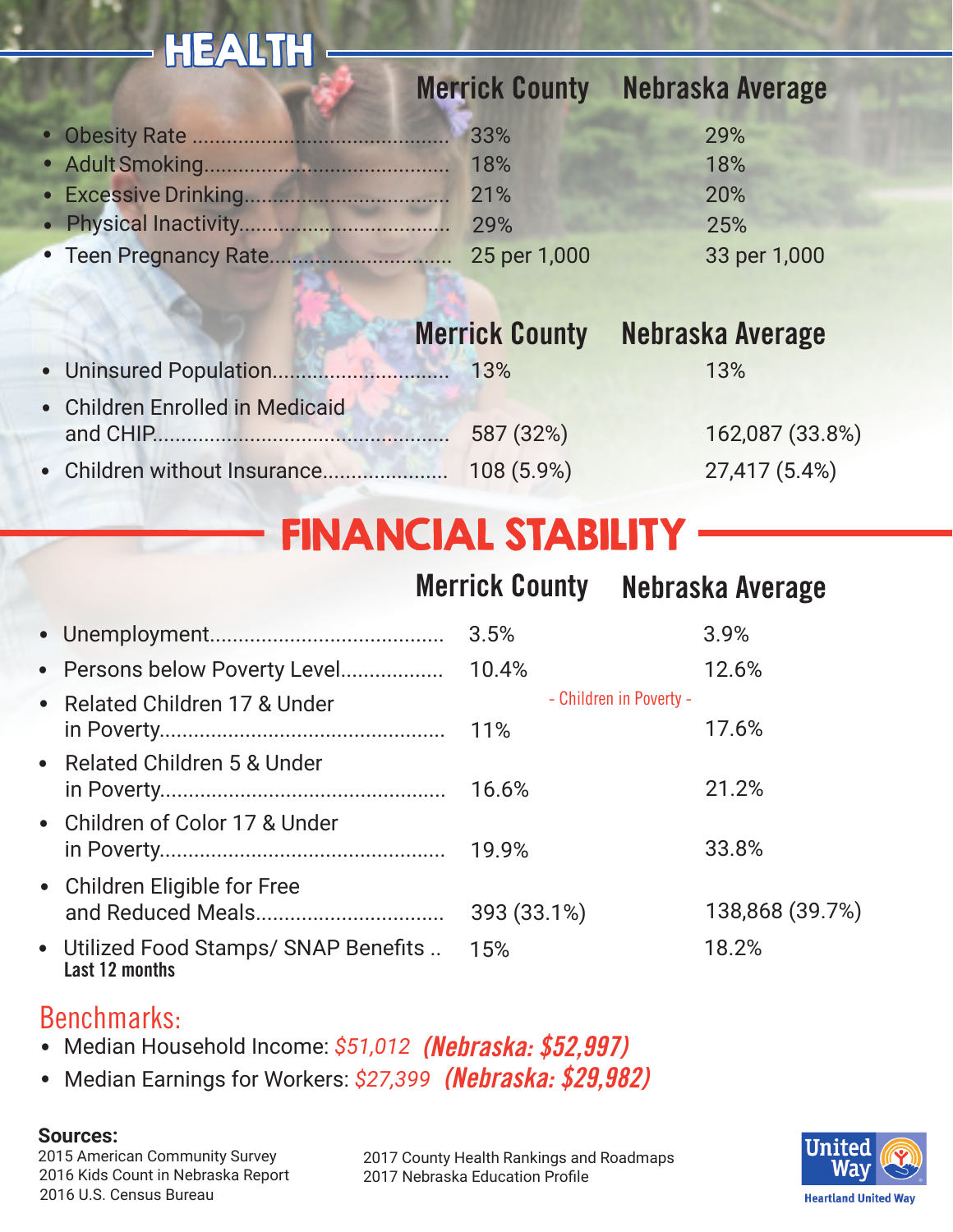## HEALTH

| | Merrick County | Nebraska Average |
|---|---|---|
| • Obesity Rate | 33% | 29% |
| • Adult Smoking | 18% | 18% |
| • Excessive Drinking | 21% | 20% |
| • Physical Inactivity | 29% | 25% |
| • Teen Pregnancy Rate | 25 per 1,000 | 33 per 1,000 |

| | Merrick County | Nebraska Average |
|---|---|---|
| • Uninsured Population | 13% | 13% |
| • Children Enrolled in Medicaid and CHIP | 587 (32%) | 162,087 (33.8%) |
| • Children without Insurance | 108 (5.9%) | 27,417 (5.4%) |

## FINANCIAL STABILITY

| | Merrick County | Nebraska Average |
|---|---|---|
| • Unemployment | 3.5% | 3.9% |
| • Persons below Poverty Level | 10.4% | 12.6% |
| - Children in Poverty - | | |
| • Related Children 17 & Under in Poverty | 11% | 17.6% |
| • Related Children 5 & Under in Poverty | 16.6% | 21.2% |
| • Children of Color 17 & Under in Poverty | 19.9% | 33.8% |
| • Children Eligible for Free and Reduced Meals | 393 (33.1%) | 138,868 (39.7%) |
| • Utilized Food Stamps/ SNAP Benefits Last 12 months | 15% | 18.2% |

### Benchmarks:

- Median Household Income: *$51,012* ***(Nebraska: $52,997)***
- Median Earnings for Workers: *$27,399* ***(Nebraska: $29,982)***

**Sources:**
2015 American Community Survey
2016 Kids Count in Nebraska Report
2016 U.S. Census Bureau
2017 County Health Rankings and Roadmaps
2017 Nebraska Education Profile

United Way
Heartland United Way